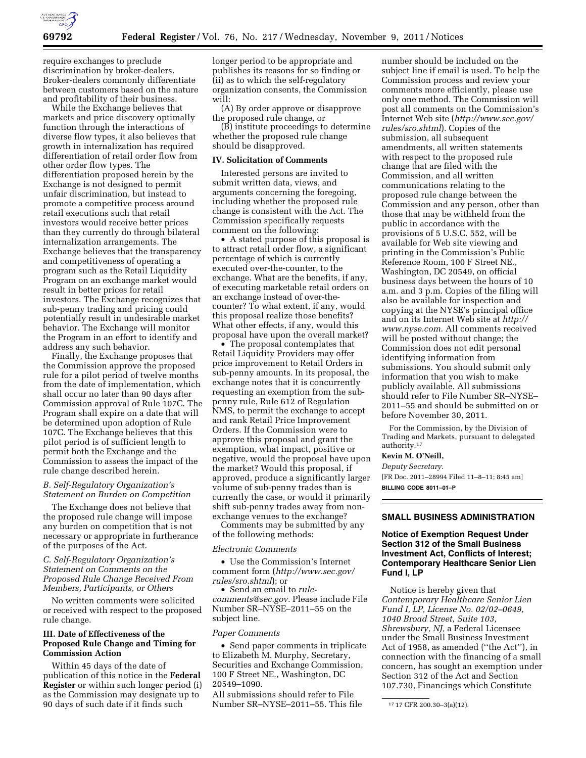require exchanges to preclude discrimination by broker-dealers. Broker-dealers commonly differentiate between customers based on the nature and profitability of their business.

While the Exchange believes that markets and price discovery optimally function through the interactions of diverse flow types, it also believes that growth in internalization has required differentiation of retail order flow from other order flow types. The differentiation proposed herein by the Exchange is not designed to permit unfair discrimination, but instead to promote a competitive process around retail executions such that retail investors would receive better prices than they currently do through bilateral internalization arrangements. The Exchange believes that the transparency and competitiveness of operating a program such as the Retail Liquidity Program on an exchange market would result in better prices for retail investors. The Exchange recognizes that sub-penny trading and pricing could potentially result in undesirable market behavior. The Exchange will monitor the Program in an effort to identify and address any such behavior.

Finally, the Exchange proposes that the Commission approve the proposed rule for a pilot period of twelve months from the date of implementation, which shall occur no later than 90 days after Commission approval of Rule 107C. The Program shall expire on a date that will be determined upon adoption of Rule 107C. The Exchange believes that this pilot period is of sufficient length to permit both the Exchange and the Commission to assess the impact of the rule change described herein.

### *B. Self-Regulatory Organization's Statement on Burden on Competition*

The Exchange does not believe that the proposed rule change will impose any burden on competition that is not necessary or appropriate in furtherance of the purposes of the Act.

### *C. Self-Regulatory Organization's Statement on Comments on the Proposed Rule Change Received From Members, Participants, or Others*

No written comments were solicited or received with respect to the proposed rule change.

## III. Date of Effectiveness of the Proposed Rule Change and Timing for Commission Action

Within 45 days of the date of publication of this notice in the **Federal Register** or within such longer period (i) as the Commission may designate up to 90 days of such date if it finds such longer period to be appropriate and publishes its reasons for so finding or (ii) as to which the self-regulatory organization consents, the Commission will:

(A) By order approve or disapprove the proposed rule change, or

(B) institute proceedings to determine whether the proposed rule change should be disapproved.

## IV. Solicitation of Comments

Interested persons are invited to submit written data, views, and arguments concerning the foregoing, including whether the proposed rule change is consistent with the Act. The Commission specifically requests comment on the following:

- A stated purpose of this proposal is to attract retail order flow, a significant percentage of which is currently executed over-the-counter, to the exchange. What are the benefits, if any, of executing marketable retail orders on an exchange instead of over-the-counter? To what extent, if any, would this proposal realize those benefits? What other effects, if any, would this proposal have upon the overall market?
- The proposal contemplates that Retail Liquidity Providers may offer price improvement to Retail Orders in sub-penny amounts. In its proposal, the exchange notes that it is concurrently requesting an exemption from the sub-penny rule, Rule 612 of Regulation NMS, to permit the exchange to accept and rank Retail Price Improvement Orders. If the Commission were to approve this proposal and grant the exemption, what impact, positive or negative, would the proposal have upon the market? Would this proposal, if approved, produce a significantly larger volume of sub-penny trades than is currently the case, or would it primarily shift sub-penny trades away from non-exchange venues to the exchange?

Comments may be submitted by any of the following methods:

*Electronic Comments*

- Use the Commission's Internet comment form (*http://www.sec.gov/rules/sro.shtml*); or
- Send an email to *rule-comments@sec.gov.* Please include File Number SR–NYSE–2011–55 on the subject line.

*Paper Comments*

- Send paper comments in triplicate to Elizabeth M. Murphy, Secretary, Securities and Exchange Commission, 100 F Street NE., Washington, DC 20549–1090.

All submissions should refer to File Number SR–NYSE–2011–55. This file number should be included on the subject line if email is used. To help the Commission process and review your comments more efficiently, please use only one method. The Commission will post all comments on the Commission's Internet Web site (*http://www.sec.gov/rules/sro.shtml*). Copies of the submission, all subsequent amendments, all written statements with respect to the proposed rule change that are filed with the Commission, and all written communications relating to the proposed rule change between the Commission and any person, other than those that may be withheld from the public in accordance with the provisions of 5 U.S.C. 552, will be available for Web site viewing and printing in the Commission's Public Reference Room, 100 F Street NE., Washington, DC 20549, on official business days between the hours of 10 a.m. and 3 p.m. Copies of the filing will also be available for inspection and copying at the NYSE's principal office and on its Internet Web site at *http://www.nyse.com.* All comments received will be posted without change; the Commission does not edit personal identifying information from submissions. You should submit only information that you wish to make publicly available. All submissions should refer to File Number SR–NYSE–2011–55 and should be submitted on or before November 30, 2011.

For the Commission, by the Division of Trading and Markets, pursuant to delegated authority.[17]

**Kevin M. O'Neill,**

*Deputy Secretary.*

[FR Doc. 2011–28994 Filed 11–8–11; 8:45 am]

**BILLING CODE 8011–01–P**

[17] 17 CFR 200.30–3(a)(12).

---

## SMALL BUSINESS ADMINISTRATION

### Notice of Exemption Request Under Section 312 of the Small Business Investment Act, Conflicts of Interest; Contemporary Healthcare Senior Lien Fund I, LP

Notice is hereby given that *Contemporary Healthcare Senior Lien Fund I, LP, License No. 02/02–0649, 1040 Broad Street, Suite 103, Shrewsbury, NJ,* a Federal Licensee under the Small Business Investment Act of 1958, as amended ("the Act"), in connection with the financing of a small concern, has sought an exemption under Section 312 of the Act and Section 107.730, Financings which Constitute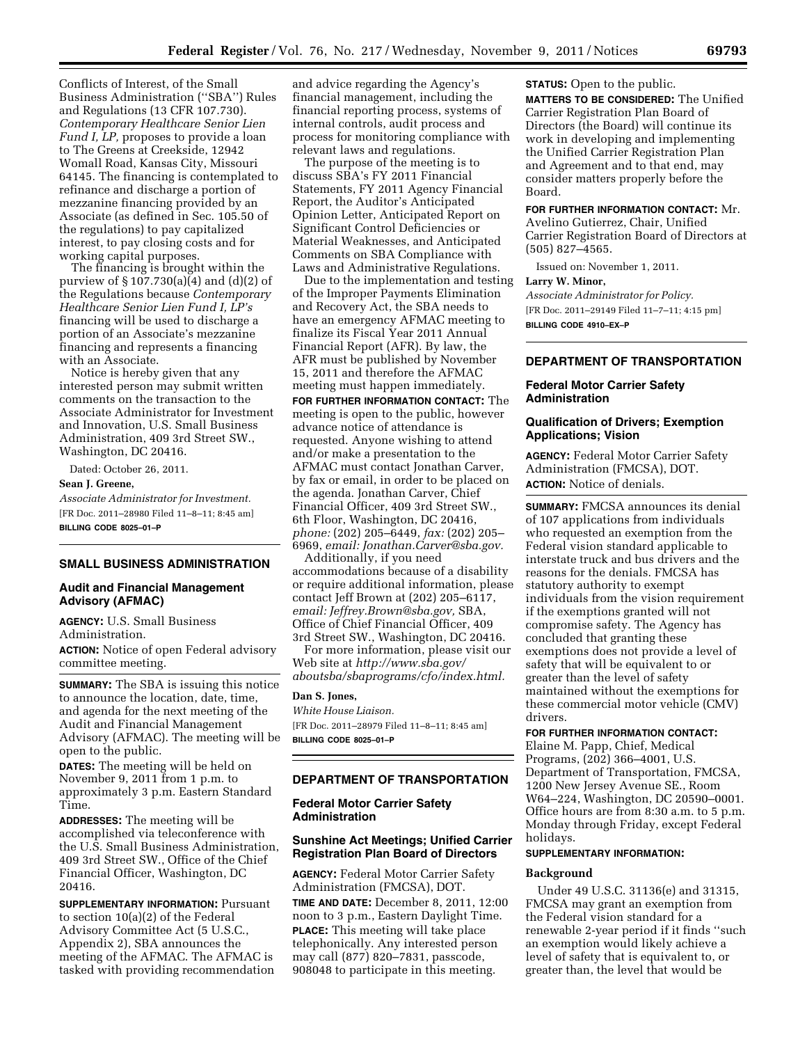Conflicts of Interest, of the Small Business Administration (''SBA'') Rules and Regulations (13 CFR 107.730). *Contemporary Healthcare Senior Lien Fund I, LP,* proposes to provide a loan to The Greens at Creekside, 12942 Womall Road, Kansas City, Missouri 64145. The financing is contemplated to refinance and discharge a portion of mezzanine financing provided by an Associate (as defined in Sec. 105.50 of the regulations) to pay capitalized interest, to pay closing costs and for working capital purposes.

The financing is brought within the purview of § 107.730(a)(4) and (d)(2) of the Regulations because *Contemporary Healthcare Senior Lien Fund I, LP's* financing will be used to discharge a portion of an Associate's mezzanine financing and represents a financing with an Associate.

Notice is hereby given that any interested person may submit written comments on the transaction to the Associate Administrator for Investment and Innovation, U.S. Small Business Administration, 409 3rd Street SW., Washington, DC 20416.

Dated: October 26, 2011.

**Sean J. Greene,**

*Associate Administrator for Investment.*

[FR Doc. 2011–28980 Filed 11–8–11; 8:45 am]

**BILLING CODE 8025–01–P**

---

## SMALL BUSINESS ADMINISTRATION

### Audit and Financial Management Advisory (AFMAC)

**AGENCY:** U.S. Small Business Administration.

**ACTION:** Notice of open Federal advisory committee meeting.

**SUMMARY:** The SBA is issuing this notice to announce the location, date, time, and agenda for the next meeting of the Audit and Financial Management Advisory (AFMAC). The meeting will be open to the public.

**DATES:** The meeting will be held on November 9, 2011 from 1 p.m. to approximately 3 p.m. Eastern Standard Time.

**ADDRESSES:** The meeting will be accomplished via teleconference with the U.S. Small Business Administration, 409 3rd Street SW., Office of the Chief Financial Officer, Washington, DC 20416.

**SUPPLEMENTARY INFORMATION:** Pursuant to section 10(a)(2) of the Federal Advisory Committee Act (5 U.S.C., Appendix 2), SBA announces the meeting of the AFMAC. The AFMAC is tasked with providing recommendation and advice regarding the Agency's financial management, including the financial reporting process, systems of internal controls, audit process and process for monitoring compliance with relevant laws and regulations.

The purpose of the meeting is to discuss SBA's FY 2011 Financial Statements, FY 2011 Agency Financial Report, the Auditor's Anticipated Opinion Letter, Anticipated Report on Significant Control Deficiencies or Material Weaknesses, and Anticipated Comments on SBA Compliance with Laws and Administrative Regulations.

Due to the implementation and testing of the Improper Payments Elimination and Recovery Act, the SBA needs to have an emergency AFMAC meeting to finalize its Fiscal Year 2011 Annual Financial Report (AFR). By law, the AFR must be published by November 15, 2011 and therefore the AFMAC meeting must happen immediately.

**FOR FURTHER INFORMATION CONTACT:** The meeting is open to the public, however advance notice of attendance is requested. Anyone wishing to attend and/or make a presentation to the AFMAC must contact Jonathan Carver, by fax or email, in order to be placed on the agenda. Jonathan Carver, Chief Financial Officer, 409 3rd Street SW., 6th Floor, Washington, DC 20416, *phone:* (202) 205–6449, *fax:* (202) 205–6969, *email: Jonathan.Carver@sba.gov.*

Additionally, if you need accommodations because of a disability or require additional information, please contact Jeff Brown at (202) 205–6117, *email: Jeffrey.Brown@sba.gov,* SBA, Office of Chief Financial Officer, 409 3rd Street SW., Washington, DC 20416.

For more information, please visit our Web site at *http://www.sba.gov/aboutsba/sbaprograms/cfo/index.html.*

**Dan S. Jones,**

*White House Liaison.*

[FR Doc. 2011–28979 Filed 11–8–11; 8:45 am]

**BILLING CODE 8025–01–P**

---

## DEPARTMENT OF TRANSPORTATION

### Federal Motor Carrier Safety Administration

### Sunshine Act Meetings; Unified Carrier Registration Plan Board of Directors

**AGENCY:** Federal Motor Carrier Safety Administration (FMCSA), DOT.

**TIME AND DATE:** December 8, 2011, 12:00 noon to 3 p.m., Eastern Daylight Time.

**PLACE:** This meeting will take place telephonically. Any interested person may call (877) 820–7831, passcode, 908048 to participate in this meeting.

**STATUS:** Open to the public.

**MATTERS TO BE CONSIDERED:** The Unified Carrier Registration Plan Board of Directors (the Board) will continue its work in developing and implementing the Unified Carrier Registration Plan and Agreement and to that end, may consider matters properly before the Board.

**FOR FURTHER INFORMATION CONTACT:** Mr. Avelino Gutierrez, Chair, Unified Carrier Registration Board of Directors at (505) 827–4565.

Issued on: November 1, 2011.

**Larry W. Minor,**

*Associate Administrator for Policy.*

[FR Doc. 2011–29149 Filed 11–7–11; 4:15 pm]

**BILLING CODE 4910–EX–P**

---

## DEPARTMENT OF TRANSPORTATION

### Federal Motor Carrier Safety Administration

### Qualification of Drivers; Exemption Applications; Vision

**AGENCY:** Federal Motor Carrier Safety Administration (FMCSA), DOT.

**ACTION:** Notice of denials.

**SUMMARY:** FMCSA announces its denial of 107 applications from individuals who requested an exemption from the Federal vision standard applicable to interstate truck and bus drivers and the reasons for the denials. FMCSA has statutory authority to exempt individuals from the vision requirement if the exemptions granted will not compromise safety. The Agency has concluded that granting these exemptions does not provide a level of safety that will be equivalent to or greater than the level of safety maintained without the exemptions for these commercial motor vehicle (CMV) drivers.

**FOR FURTHER INFORMATION CONTACT:** Elaine M. Papp, Chief, Medical Programs, (202) 366–4001, U.S. Department of Transportation, FMCSA, 1200 New Jersey Avenue SE., Room W64–224, Washington, DC 20590–0001. Office hours are from 8:30 a.m. to 5 p.m. Monday through Friday, except Federal holidays.

**SUPPLEMENTARY INFORMATION:**

#### Background

Under 49 U.S.C. 31136(e) and 31315, FMCSA may grant an exemption from the Federal vision standard for a renewable 2-year period if it finds ''such an exemption would likely achieve a level of safety that is equivalent to, or greater than, the level that would be